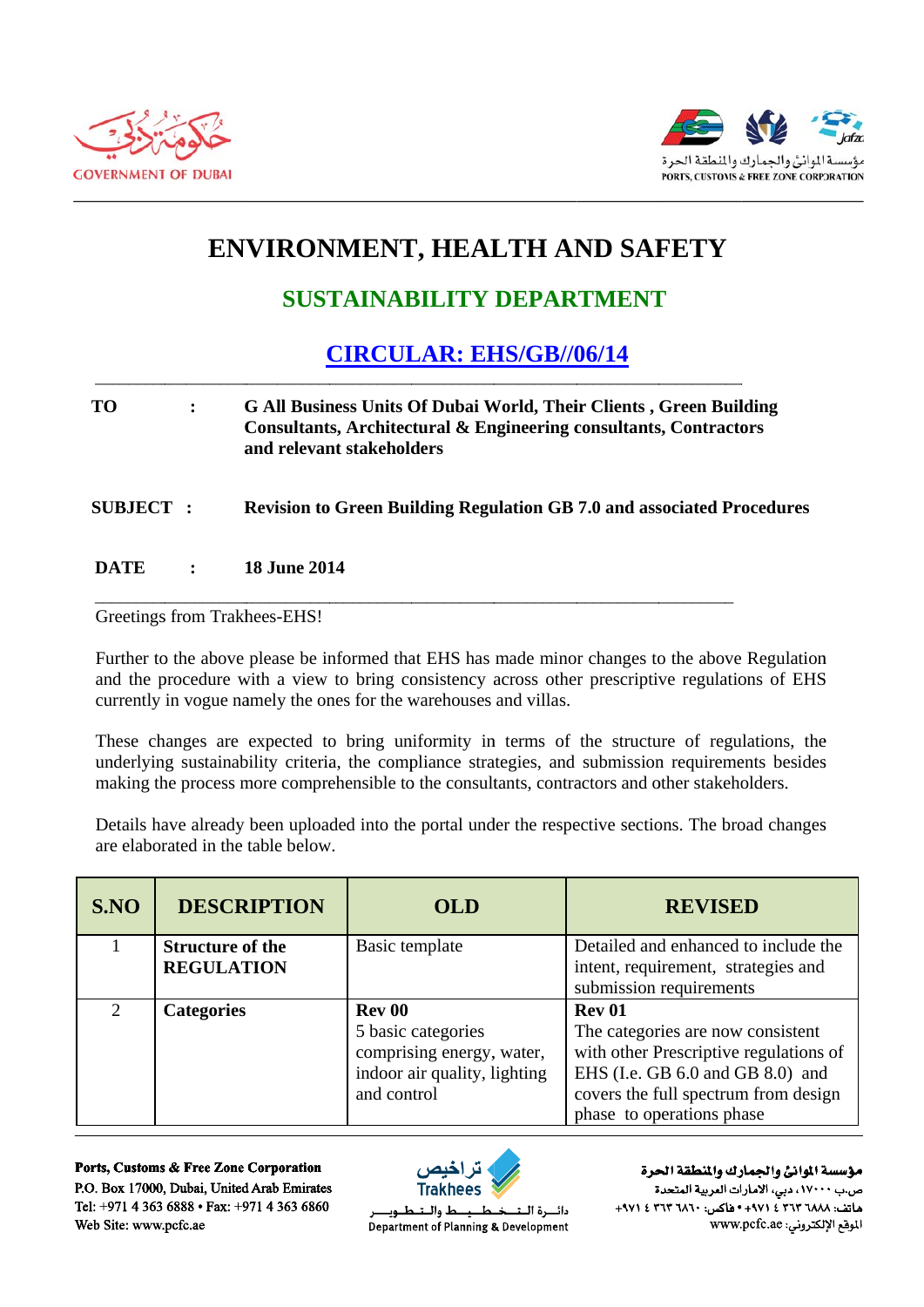# ENVIRONMENT, HEALTH AND SAFETY

## SUSTAINABILITY DEPARTMENT

## CIRCULAR: EHS/GB//06/14

**TO** : **G All Business Units Of Dubai World, Their Clients , Green Building Consultants, Architectural & Engineering consultants, Contractors and relevant stakeholders**

**SUBJECT** : **Revision to Green Building Regulation GB 7.0 and associated Procedures**

**DATE** : **18 June 2014**

Greetings from Trakhees-EHS!

Further to the above please be informed that EHS has made minor changes to the above Regulation and the procedure with a view to bring consistency across other prescriptive regulations of EHS currently in vogue namely the ones for the warehouses and villas.

These changes are expected to bring uniformity in terms of the structure of regulations, the underlying sustainability criteria, the compliance strategies, and submission requirements besides making the process more comprehensible to the consultants, contractors and other stakeholders.

Details have already been uploaded into the portal under the respective sections. The broad changes are elaborated in the table below.

| S.NO | DESCRIPTION | OLD | REVISED |
|---|---|---|---|
| 1 | **Structure of the REGULATION** | Basic template | Detailed and enhanced to include the intent, requirement, strategies and submission requirements |
| 2 | **Categories** | **Rev 00**<br>5 basic categories comprising energy, water, indoor air quality, lighting and control | **Rev 01**<br>The categories are now consistent with other Prescriptive regulations of EHS (I.e. GB 6.0 and GB 8.0) and covers the full spectrum from design phase to operations phase |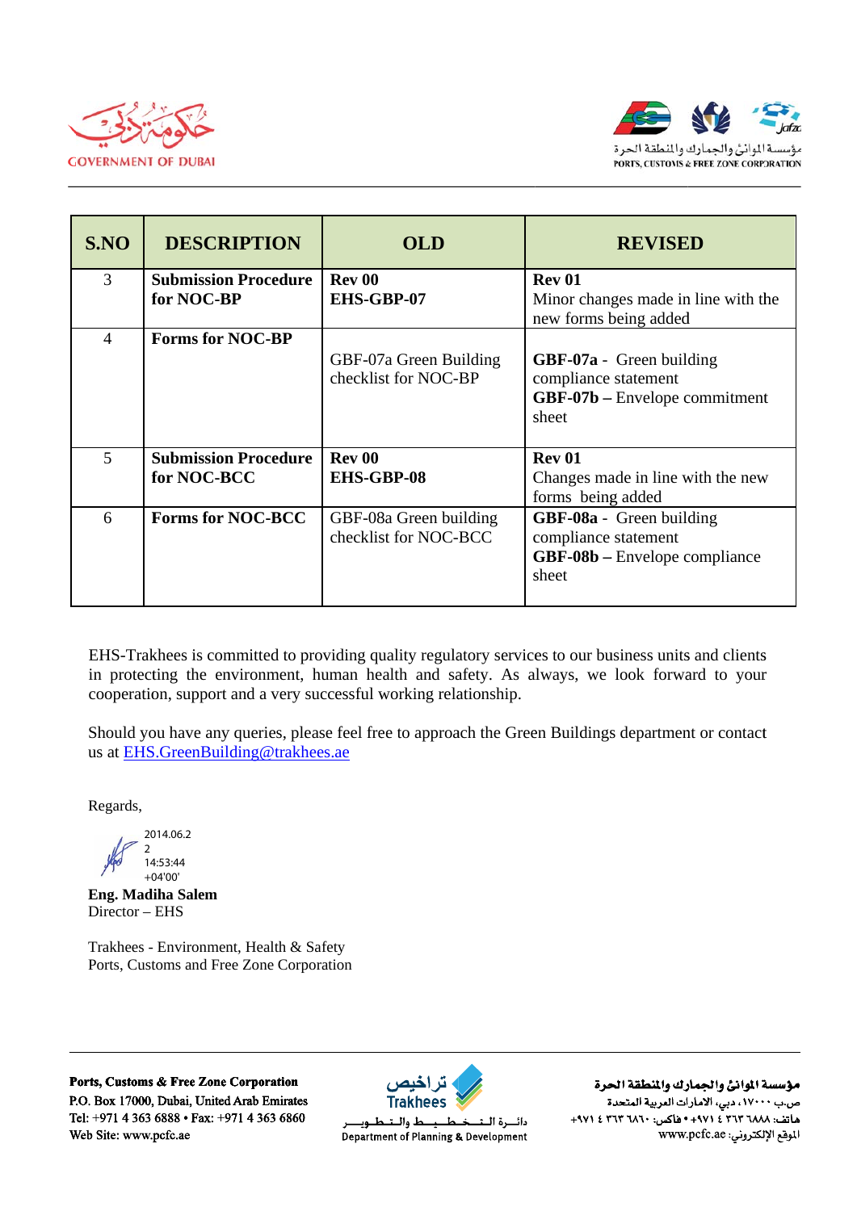| S.NO | DESCRIPTION | OLD | REVISED |
|---|---|---|---|
| 3 | **Submission Procedure for NOC-BP** | **Rev 00**<br>**EHS-GBP-07** | **Rev 01**<br>Minor changes made in line with the new forms being added |
| 4 | **Forms for NOC-BP** | GBF-07a Green Building checklist for NOC-BP | **GBF-07a** - Green building compliance statement<br>**GBF-07b –** Envelope commitment sheet |
| 5 | **Submission Procedure for NOC-BCC** | **Rev 00**<br>**EHS-GBP-08** | **Rev 01**<br>Changes made in line with the new forms being added |
| 6 | **Forms for NOC-BCC** | GBF-08a Green building checklist for NOC-BCC | **GBF-08a** - Green building compliance statement<br>**GBF-08b –** Envelope compliance sheet |

EHS-Trakhees is committed to providing quality regulatory services to our business units and clients in protecting the environment, human health and safety. As always, we look forward to your cooperation, support and a very successful working relationship.

Should you have any queries, please feel free to approach the Green Buildings department or contact us at EHS.GreenBuilding@trakhees.ae

Regards,

2014.06.22
14:53:44
+04'00'

**Eng. Madiha Salem**
Director – EHS

Trakhees - Environment, Health & Safety
Ports, Customs and Free Zone Corporation